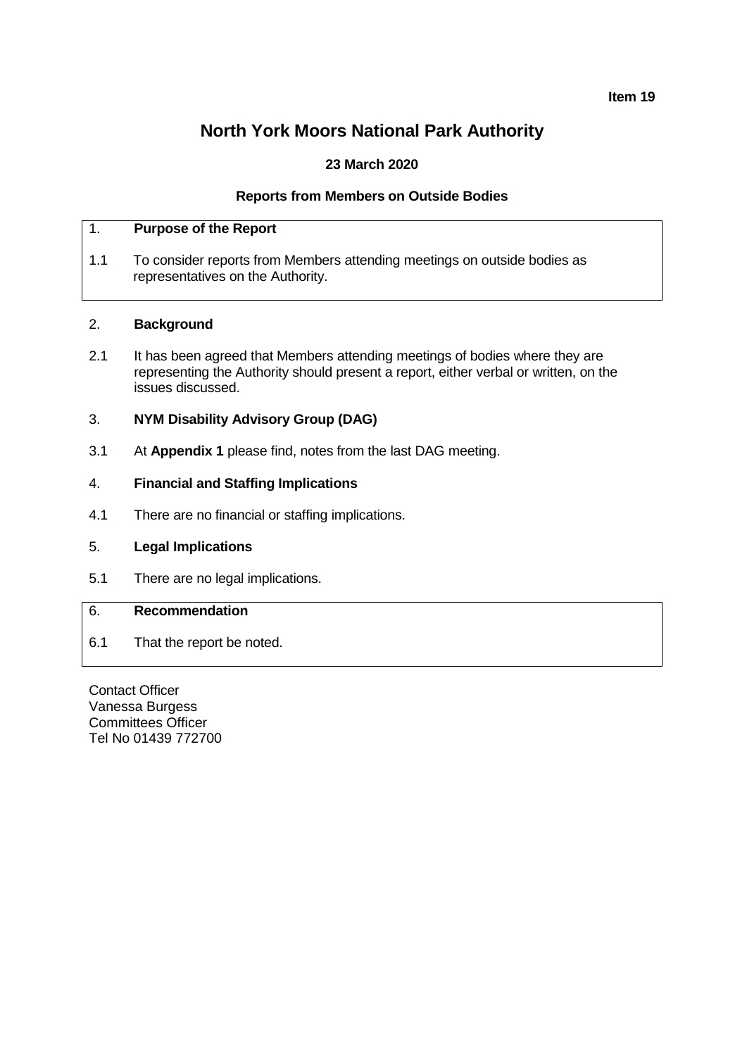**Item 19**

# North York Moors National Park Authority

**23 March 2020**

**Reports from Members on Outside Bodies**

## 1. Purpose of the Report

1.1 To consider reports from Members attending meetings on outside bodies as representatives on the Authority.

## 2. Background

2.1 It has been agreed that Members attending meetings of bodies where they are representing the Authority should present a report, either verbal or written, on the issues discussed.

## 3. NYM Disability Advisory Group (DAG)

3.1 At **Appendix 1** please find, notes from the last DAG meeting.

## 4. Financial and Staffing Implications

4.1 There are no financial or staffing implications.

## 5. Legal Implications

5.1 There are no legal implications.

## 6. Recommendation

6.1 That the report be noted.

Contact Officer
Vanessa Burgess
Committees Officer
Tel No 01439 772700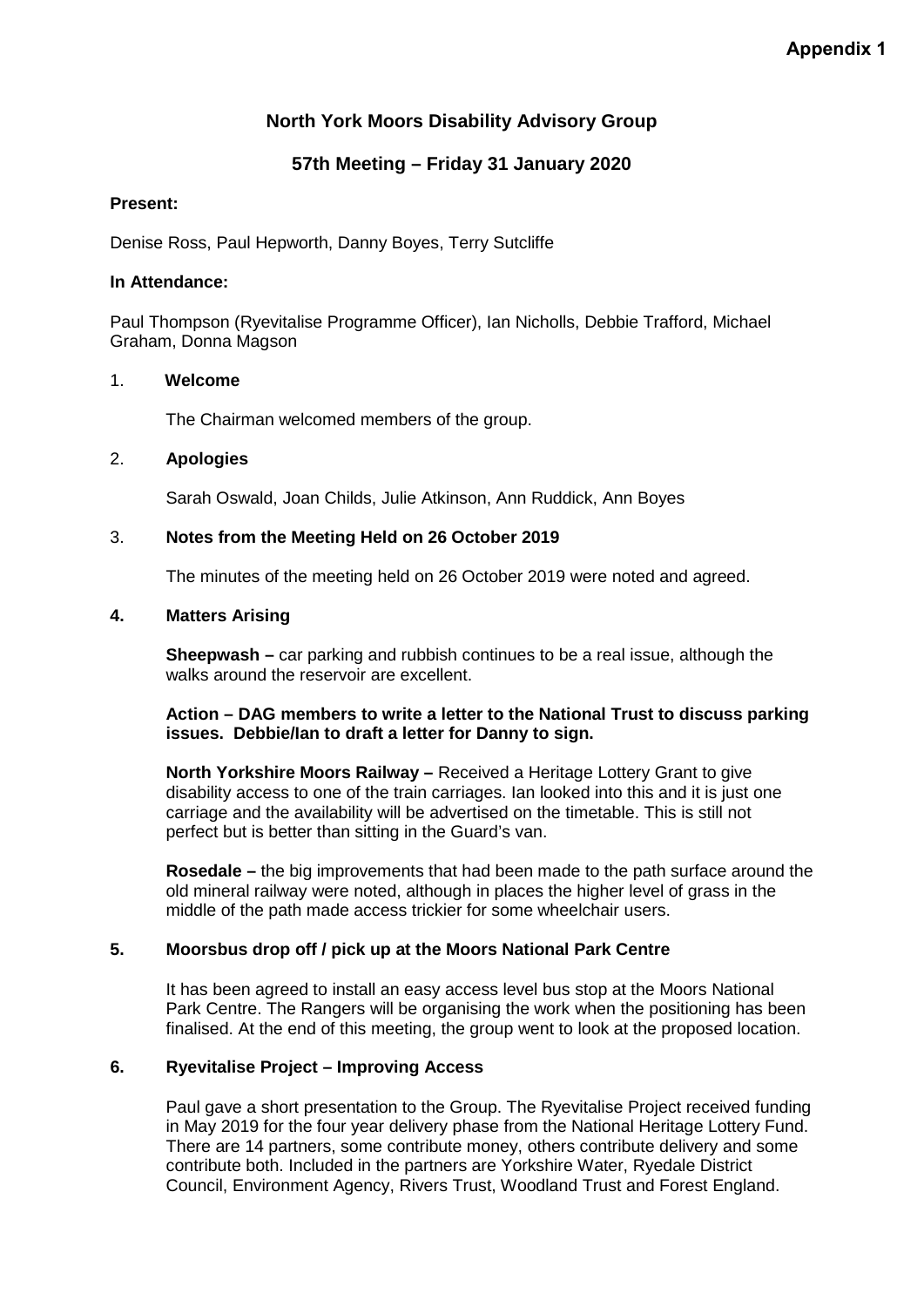**Appendix 1**

# North York Moors Disability Advisory Group

## 57th Meeting – Friday 31 January 2020

**Present:**

Denise Ross, Paul Hepworth, Danny Boyes, Terry Sutcliffe

**In Attendance:**

Paul Thompson (Ryevitalise Programme Officer), Ian Nicholls, Debbie Trafford, Michael Graham, Donna Magson

1. **Welcome**

   The Chairman welcomed members of the group.

2. **Apologies**

   Sarah Oswald, Joan Childs, Julie Atkinson, Ann Ruddick, Ann Boyes

3. **Notes from the Meeting Held on 26 October 2019**

   The minutes of the meeting held on 26 October 2019 were noted and agreed.

4. **Matters Arising**

   **Sheepwash –** car parking and rubbish continues to be a real issue, although the walks around the reservoir are excellent.

   **Action – DAG members to write a letter to the National Trust to discuss parking issues. Debbie/Ian to draft a letter for Danny to sign.**

   **North Yorkshire Moors Railway –** Received a Heritage Lottery Grant to give disability access to one of the train carriages. Ian looked into this and it is just one carriage and the availability will be advertised on the timetable. This is still not perfect but is better than sitting in the Guard's van.

   **Rosedale –** the big improvements that had been made to the path surface around the old mineral railway were noted, although in places the higher level of grass in the middle of the path made access trickier for some wheelchair users.

5. **Moorsbus drop off / pick up at the Moors National Park Centre**

   It has been agreed to install an easy access level bus stop at the Moors National Park Centre. The Rangers will be organising the work when the positioning has been finalised. At the end of this meeting, the group went to look at the proposed location.

6. **Ryevitalise Project – Improving Access**

   Paul gave a short presentation to the Group. The Ryevitalise Project received funding in May 2019 for the four year delivery phase from the National Heritage Lottery Fund. There are 14 partners, some contribute money, others contribute delivery and some contribute both. Included in the partners are Yorkshire Water, Ryedale District Council, Environment Agency, Rivers Trust, Woodland Trust and Forest England.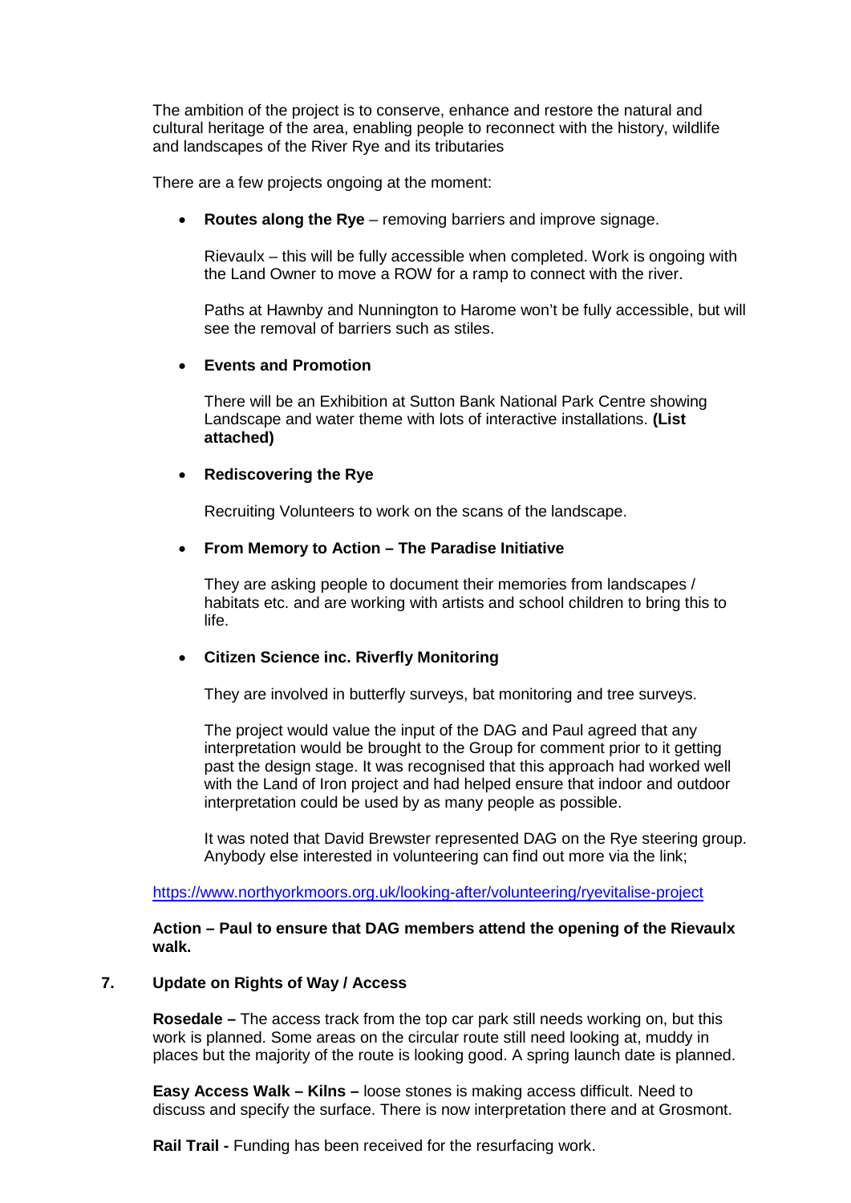The ambition of the project is to conserve, enhance and restore the natural and cultural heritage of the area, enabling people to reconnect with the history, wildlife and landscapes of the River Rye and its tributaries

There are a few projects ongoing at the moment:

- **Routes along the Rye** – removing barriers and improve signage.

  Rievaulx – this will be fully accessible when completed. Work is ongoing with the Land Owner to move a ROW for a ramp to connect with the river.

  Paths at Hawnby and Nunnington to Harome won't be fully accessible, but will see the removal of barriers such as stiles.

- **Events and Promotion**

  There will be an Exhibition at Sutton Bank National Park Centre showing Landscape and water theme with lots of interactive installations. **(List attached)**

- **Rediscovering the Rye**

  Recruiting Volunteers to work on the scans of the landscape.

- **From Memory to Action – The Paradise Initiative**

  They are asking people to document their memories from landscapes / habitats etc. and are working with artists and school children to bring this to life.

- **Citizen Science inc. Riverfly Monitoring**

  They are involved in butterfly surveys, bat monitoring and tree surveys.

  The project would value the input of the DAG and Paul agreed that any interpretation would be brought to the Group for comment prior to it getting past the design stage. It was recognised that this approach had worked well with the Land of Iron project and had helped ensure that indoor and outdoor interpretation could be used by as many people as possible.

  It was noted that David Brewster represented DAG on the Rye steering group. Anybody else interested in volunteering can find out more via the link;

https://www.northyorkmoors.org.uk/looking-after/volunteering/ryevitalise-project

**Action – Paul to ensure that DAG members attend the opening of the Rievaulx walk.**

## 7. Update on Rights of Way / Access

**Rosedale –** The access track from the top car park still needs working on, but this work is planned. Some areas on the circular route still need looking at, muddy in places but the majority of the route is looking good. A spring launch date is planned.

**Easy Access Walk – Kilns –** loose stones is making access difficult. Need to discuss and specify the surface. There is now interpretation there and at Grosmont.

**Rail Trail -** Funding has been received for the resurfacing work.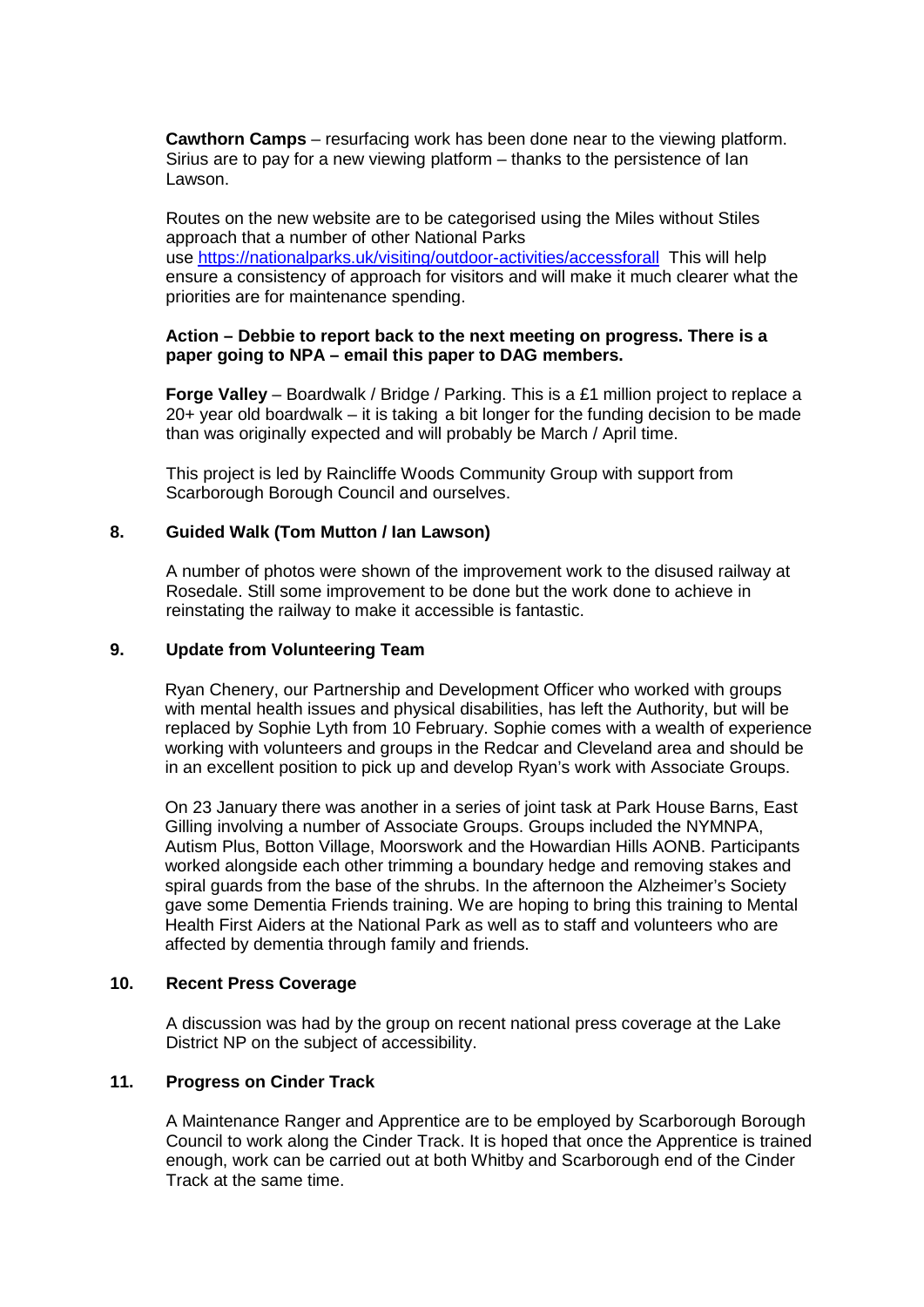**Cawthorn Camps** – resurfacing work has been done near to the viewing platform. Sirius are to pay for a new viewing platform – thanks to the persistence of Ian Lawson.

Routes on the new website are to be categorised using the Miles without Stiles approach that a number of other National Parks use https://nationalparks.uk/visiting/outdoor-activities/accessforall This will help ensure a consistency of approach for visitors and will make it much clearer what the priorities are for maintenance spending.

**Action – Debbie to report back to the next meeting on progress. There is a paper going to NPA – email this paper to DAG members.**

**Forge Valley** – Boardwalk / Bridge / Parking. This is a £1 million project to replace a 20+ year old boardwalk – it is taking a bit longer for the funding decision to be made than was originally expected and will probably be March / April time.

This project is led by Raincliffe Woods Community Group with support from Scarborough Borough Council and ourselves.

## 8. Guided Walk (Tom Mutton / Ian Lawson)

A number of photos were shown of the improvement work to the disused railway at Rosedale. Still some improvement to be done but the work done to achieve in reinstating the railway to make it accessible is fantastic.

## 9. Update from Volunteering Team

Ryan Chenery, our Partnership and Development Officer who worked with groups with mental health issues and physical disabilities, has left the Authority, but will be replaced by Sophie Lyth from 10 February. Sophie comes with a wealth of experience working with volunteers and groups in the Redcar and Cleveland area and should be in an excellent position to pick up and develop Ryan's work with Associate Groups.

On 23 January there was another in a series of joint task at Park House Barns, East Gilling involving a number of Associate Groups. Groups included the NYMNPA, Autism Plus, Botton Village, Moorswork and the Howardian Hills AONB. Participants worked alongside each other trimming a boundary hedge and removing stakes and spiral guards from the base of the shrubs. In the afternoon the Alzheimer's Society gave some Dementia Friends training. We are hoping to bring this training to Mental Health First Aiders at the National Park as well as to staff and volunteers who are affected by dementia through family and friends.

## 10. Recent Press Coverage

A discussion was had by the group on recent national press coverage at the Lake District NP on the subject of accessibility.

## 11. Progress on Cinder Track

A Maintenance Ranger and Apprentice are to be employed by Scarborough Borough Council to work along the Cinder Track. It is hoped that once the Apprentice is trained enough, work can be carried out at both Whitby and Scarborough end of the Cinder Track at the same time.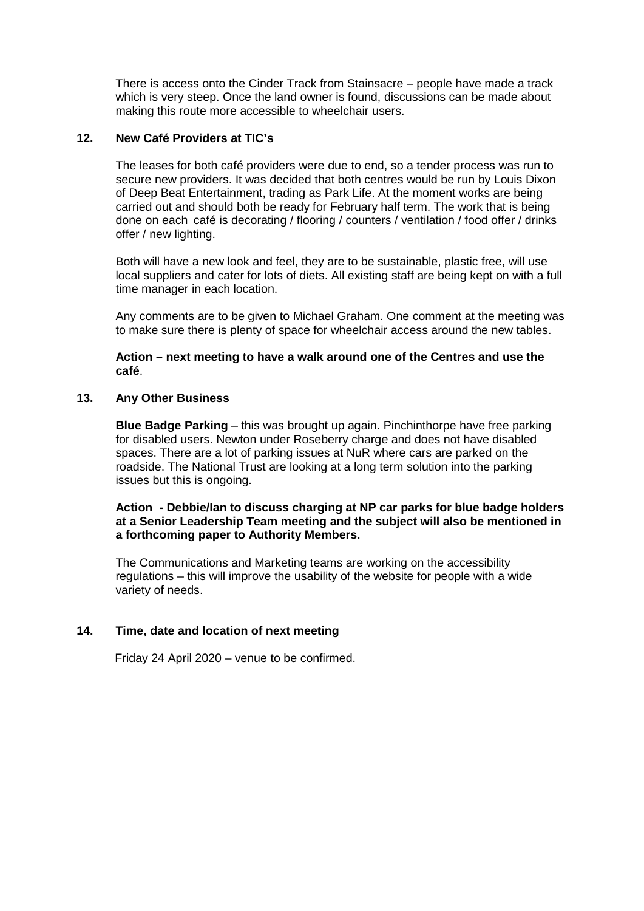There is access onto the Cinder Track from Stainsacre – people have made a track which is very steep. Once the land owner is found, discussions can be made about making this route more accessible to wheelchair users.

## 12. New Café Providers at TIC's

The leases for both café providers were due to end, so a tender process was run to secure new providers. It was decided that both centres would be run by Louis Dixon of Deep Beat Entertainment, trading as Park Life. At the moment works are being carried out and should both be ready for February half term. The work that is being done on each café is decorating / flooring / counters / ventilation / food offer / drinks offer / new lighting.

Both will have a new look and feel, they are to be sustainable, plastic free, will use local suppliers and cater for lots of diets. All existing staff are being kept on with a full time manager in each location.

Any comments are to be given to Michael Graham. One comment at the meeting was to make sure there is plenty of space for wheelchair access around the new tables.

**Action – next meeting to have a walk around one of the Centres and use the café**.

## 13. Any Other Business

**Blue Badge Parking** – this was brought up again. Pinchinthorpe have free parking for disabled users. Newton under Roseberry charge and does not have disabled spaces. There are a lot of parking issues at NuR where cars are parked on the roadside. The National Trust are looking at a long term solution into the parking issues but this is ongoing.

**Action - Debbie/Ian to discuss charging at NP car parks for blue badge holders at a Senior Leadership Team meeting and the subject will also be mentioned in a forthcoming paper to Authority Members.**

The Communications and Marketing teams are working on the accessibility regulations – this will improve the usability of the website for people with a wide variety of needs.

## 14. Time, date and location of next meeting

Friday 24 April 2020 – venue to be confirmed.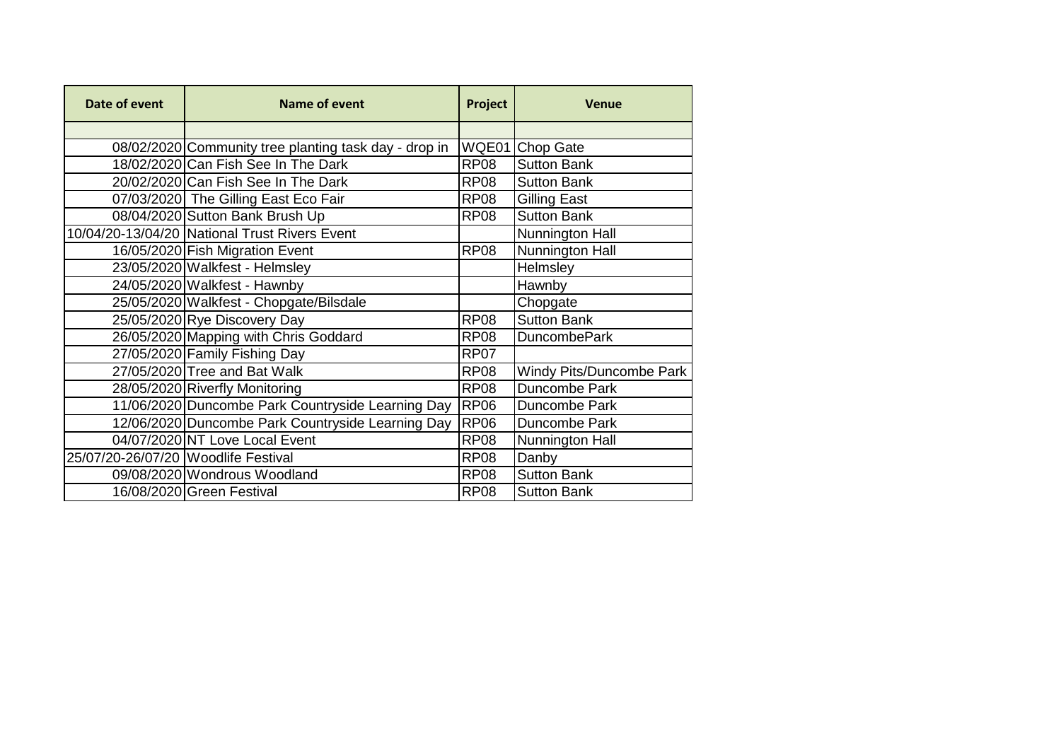| Date of event | Name of event | Project | Venue |
|---|---|---|---|
| | | | |
| 08/02/2020 | Community tree planting task day - drop in | WQE01 | Chop Gate |
| 18/02/2020 | Can Fish See In The Dark | RP08 | Sutton Bank |
| 20/02/2020 | Can Fish See In The Dark | RP08 | Sutton Bank |
| 07/03/2020 | The Gilling East Eco Fair | RP08 | Gilling East |
| 08/04/2020 | Sutton Bank Brush Up | RP08 | Sutton Bank |
| 10/04/20-13/04/20 | National Trust Rivers Event | | Nunnington Hall |
| 16/05/2020 | Fish Migration Event | RP08 | Nunnington Hall |
| 23/05/2020 | Walkfest - Helmsley | | Helmsley |
| 24/05/2020 | Walkfest - Hawnby | | Hawnby |
| 25/05/2020 | Walkfest - Chopgate/Bilsdale | | Chopgate |
| 25/05/2020 | Rye Discovery Day | RP08 | Sutton Bank |
| 26/05/2020 | Mapping with Chris Goddard | RP08 | DuncombePark |
| 27/05/2020 | Family Fishing Day | RP07 | |
| 27/05/2020 | Tree and Bat Walk | RP08 | Windy Pits/Duncombe Park |
| 28/05/2020 | Riverfly Monitoring | RP08 | Duncombe Park |
| 11/06/2020 | Duncombe Park Countryside Learning Day | RP06 | Duncombe Park |
| 12/06/2020 | Duncombe Park Countryside Learning Day | RP06 | Duncombe Park |
| 04/07/2020 | NT Love Local Event | RP08 | Nunnington Hall |
| 25/07/20-26/07/20 | Woodlife Festival | RP08 | Danby |
| 09/08/2020 | Wondrous Woodland | RP08 | Sutton Bank |
| 16/08/2020 | Green Festival | RP08 | Sutton Bank |